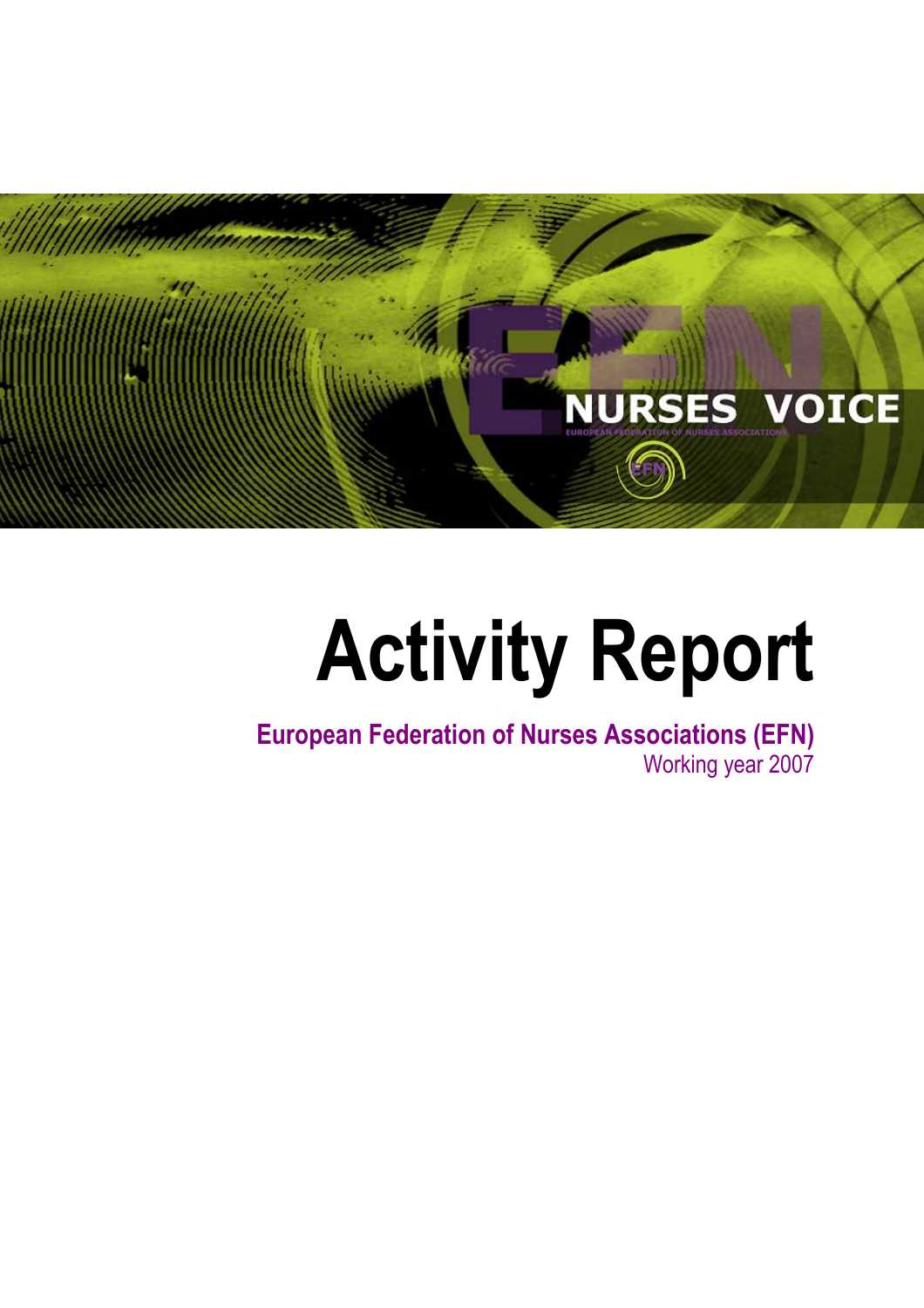# Activity Report

**European Federation of Nurses Associations (EFN)**

Working year 2007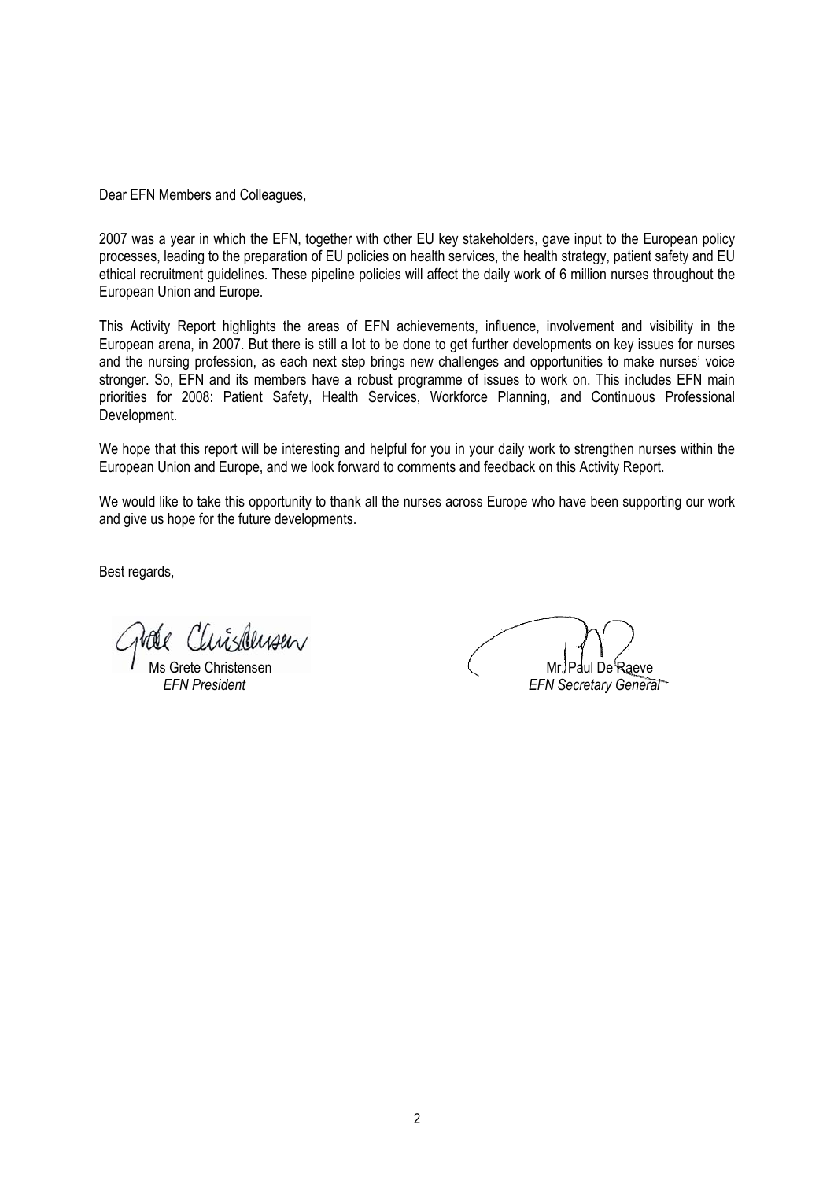Dear EFN Members and Colleagues,

2007 was a year in which the EFN, together with other EU key stakeholders, gave input to the European policy processes, leading to the preparation of EU policies on health services, the health strategy, patient safety and EU ethical recruitment guidelines. These pipeline policies will affect the daily work of 6 million nurses throughout the European Union and Europe.

This Activity Report highlights the areas of EFN achievements, influence, involvement and visibility in the European arena, in 2007. But there is still a lot to be done to get further developments on key issues for nurses and the nursing profession, as each next step brings new challenges and opportunities to make nurses' voice stronger. So, EFN and its members have a robust programme of issues to work on. This includes EFN main priorities for 2008: Patient Safety, Health Services, Workforce Planning, and Continuous Professional Development.

We hope that this report will be interesting and helpful for you in your daily work to strengthen nurses within the European Union and Europe, and we look forward to comments and feedback on this Activity Report.

We would like to take this opportunity to thank all the nurses across Europe who have been supporting our work and give us hope for the future developments.

Best regards,

Ms Grete Christensen
*EFN President*

Mr. Paul De Raeve
*EFN Secretary General*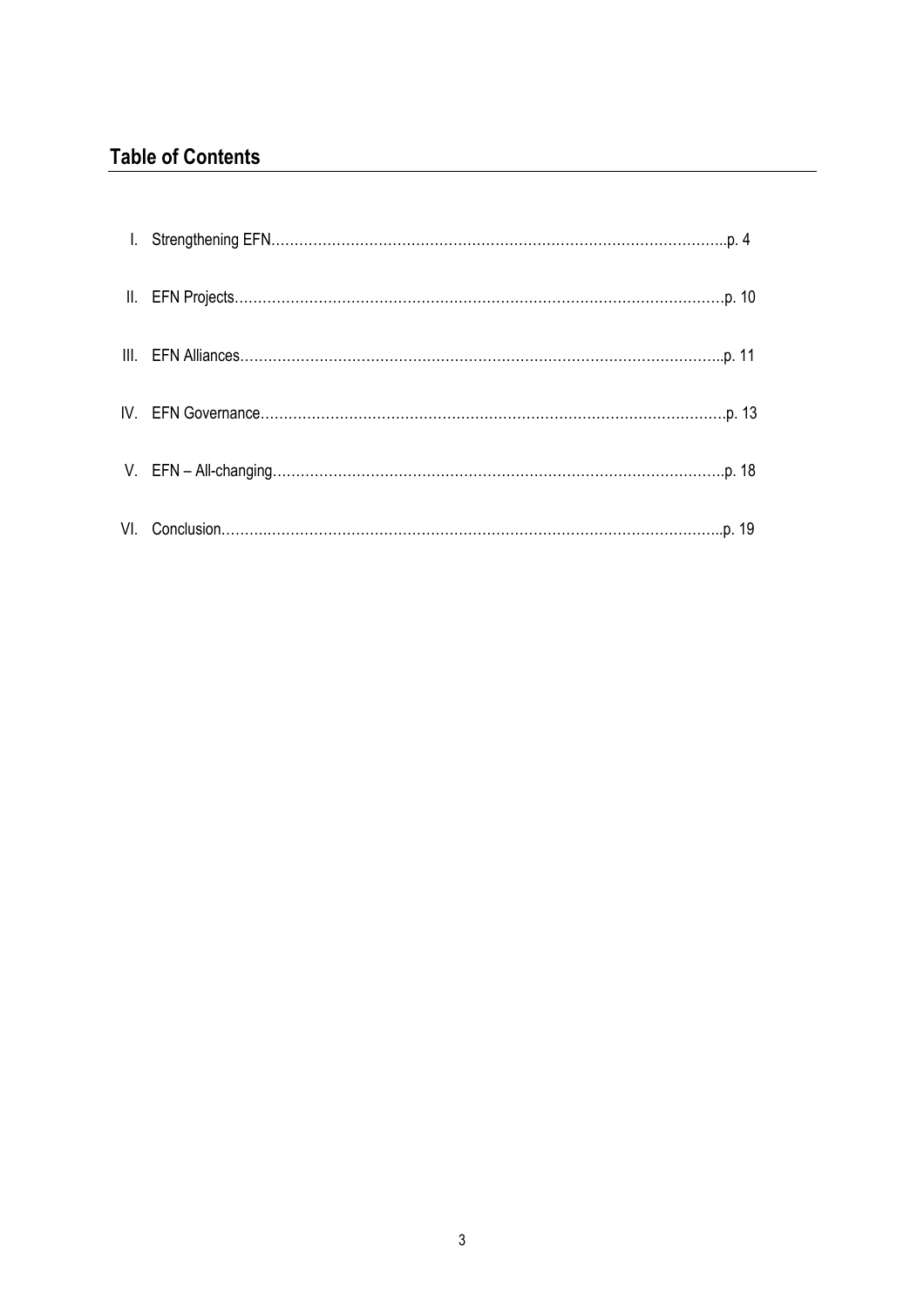## Table of Contents

I. Strengthening EFN……………………………………………………………………………………..p. 4

II. EFN Projects……………………………………………………………………………………………p. 10

III. EFN Alliances…………………………………………………………………………………………..p. 11

IV. EFN Governance……………………………………………………………………………………….p. 13

V. EFN – All-changing…………………………………………………………………………………….p. 18

VI. Conclusion………………………………………………………………………………………………..p. 19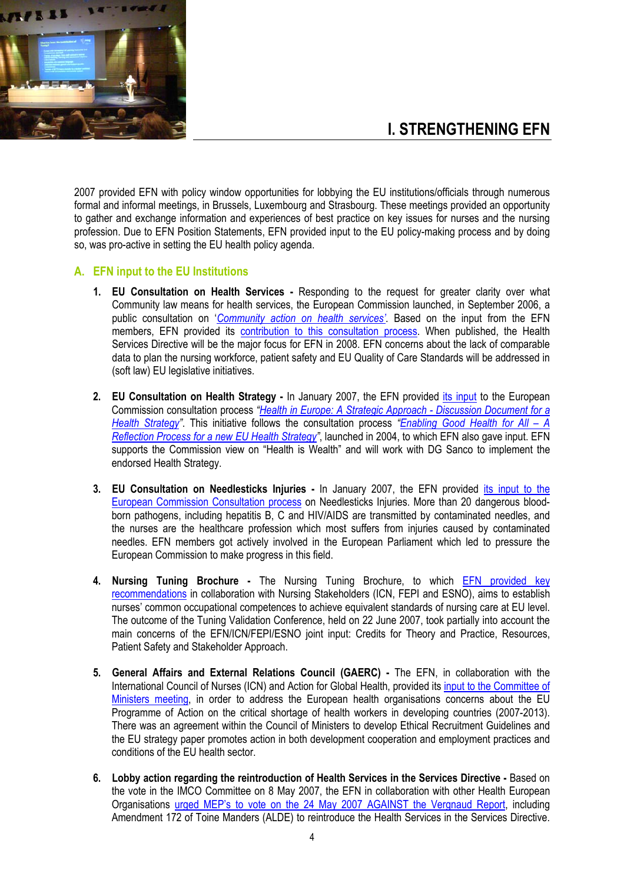# I. STRENGTHENING EFN

2007 provided EFN with policy window opportunities for lobbying the EU institutions/officials through numerous formal and informal meetings, in Brussels, Luxembourg and Strasbourg. These meetings provided an opportunity to gather and exchange information and experiences of best practice on key issues for nurses and the nursing profession. Due to EFN Position Statements, EFN provided input to the EU policy-making process and by doing so, was pro-active in setting the EU health policy agenda.

## A. EFN input to the EU Institutions

1. **EU Consultation on Health Services -** Responding to the request for greater clarity over what Community law means for health services, the European Commission launched, in September 2006, a public consultation on '*Community action on health services*'. Based on the input from the EFN members, EFN provided its contribution to this consultation process. When published, the Health Services Directive will be the major focus for EFN in 2008. EFN concerns about the lack of comparable data to plan the nursing workforce, patient safety and EU Quality of Care Standards will be addressed in (soft law) EU legislative initiatives.

2. **EU Consultation on Health Strategy -** In January 2007, the EFN provided its input to the European Commission consultation process *"Health in Europe: A Strategic Approach - Discussion Document for a Health Strategy"*. This initiative follows the consultation process *"Enabling Good Health for All – A Reflection Process for a new EU Health Strategy"*, launched in 2004, to which EFN also gave input. EFN supports the Commission view on "Health is Wealth" and will work with DG Sanco to implement the endorsed Health Strategy.

3. **EU Consultation on Needlesticks Injuries -** In January 2007, the EFN provided its input to the European Commission Consultation process on Needlesticks Injuries. More than 20 dangerous blood-born pathogens, including hepatitis B, C and HIV/AIDS are transmitted by contaminated needles, and the nurses are the healthcare profession which most suffers from injuries caused by contaminated needles. EFN members got actively involved in the European Parliament which led to pressure the European Commission to make progress in this field.

4. **Nursing Tuning Brochure -** The Nursing Tuning Brochure, to which EFN provided key recommendations in collaboration with Nursing Stakeholders (ICN, FEPI and ESNO), aims to establish nurses' common occupational competences to achieve equivalent standards of nursing care at EU level. The outcome of the Tuning Validation Conference, held on 22 June 2007, took partially into account the main concerns of the EFN/ICN/FEPI/ESNO joint input: Credits for Theory and Practice, Resources, Patient Safety and Stakeholder Approach.

5. **General Affairs and External Relations Council (GAERC) -** The EFN, in collaboration with the International Council of Nurses (ICN) and Action for Global Health, provided its input to the Committee of Ministers meeting, in order to address the European health organisations concerns about the EU Programme of Action on the critical shortage of health workers in developing countries (2007-2013). There was an agreement within the Council of Ministers to develop Ethical Recruitment Guidelines and the EU strategy paper promotes action in both development cooperation and employment practices and conditions of the EU health sector.

6. **Lobby action regarding the reintroduction of Health Services in the Services Directive -** Based on the vote in the IMCO Committee on 8 May 2007, the EFN in collaboration with other Health European Organisations urged MEP's to vote on the 24 May 2007 AGAINST the Vergnaud Report, including Amendment 172 of Toine Manders (ALDE) to reintroduce the Health Services in the Services Directive.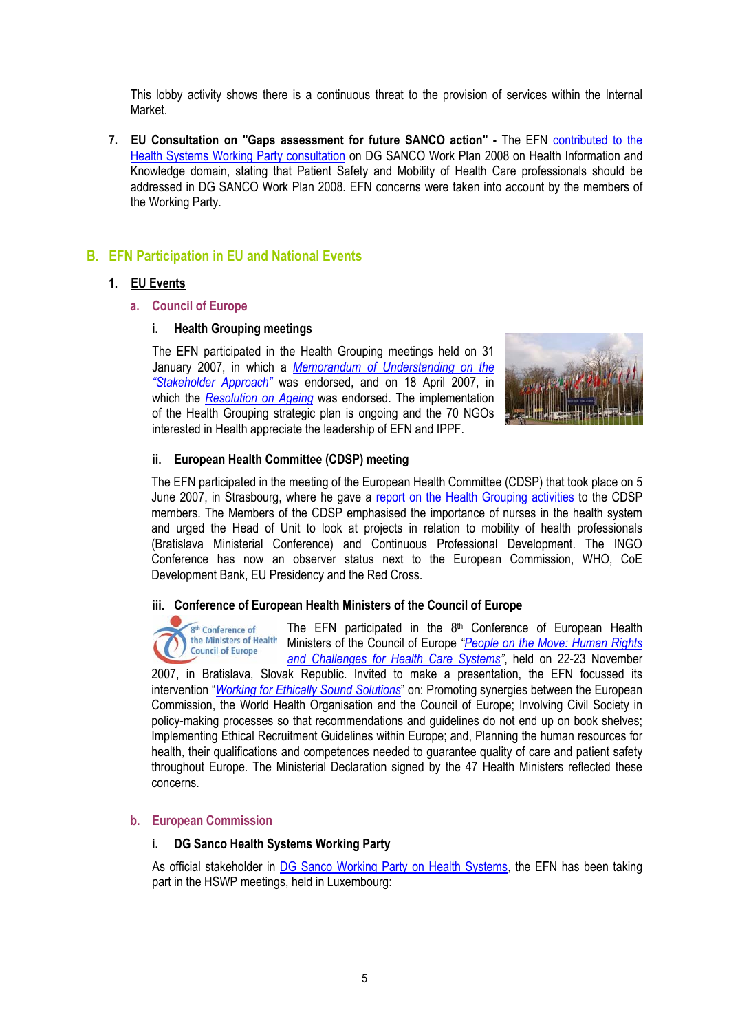This lobby activity shows there is a continuous threat to the provision of services within the Internal Market.

7. **EU Consultation on "Gaps assessment for future SANCO action" -** The EFN contributed to the Health Systems Working Party consultation on DG SANCO Work Plan 2008 on Health Information and Knowledge domain, stating that Patient Safety and Mobility of Health Care professionals should be addressed in DG SANCO Work Plan 2008. EFN concerns were taken into account by the members of the Working Party.

## B. EFN Participation in EU and National Events

### 1. EU Events

#### a. Council of Europe

##### i. Health Grouping meetings

The EFN participated in the Health Grouping meetings held on 31 January 2007, in which a *Memorandum of Understanding on the "Stakeholder Approach"* was endorsed, and on 18 April 2007, in which the *Resolution on Ageing* was endorsed. The implementation of the Health Grouping strategic plan is ongoing and the 70 NGOs interested in Health appreciate the leadership of EFN and IPPF.

##### ii. European Health Committee (CDSP) meeting

The EFN participated in the meeting of the European Health Committee (CDSP) that took place on 5 June 2007, in Strasbourg, where he gave a report on the Health Grouping activities to the CDSP members. The Members of the CDSP emphasised the importance of nurses in the health system and urged the Head of Unit to look at projects in relation to mobility of health professionals (Bratislava Ministerial Conference) and Continuous Professional Development. The INGO Conference has now an observer status next to the European Commission, WHO, CoE Development Bank, EU Presidency and the Red Cross.

##### iii. Conference of European Health Ministers of the Council of Europe

The EFN participated in the 8th Conference of European Health Ministers of the Council of Europe *"People on the Move: Human Rights and Challenges for Health Care Systems"*, held on 22-23 November 2007, in Bratislava, Slovak Republic. Invited to make a presentation, the EFN focussed its intervention "*Working for Ethically Sound Solutions*" on: Promoting synergies between the European Commission, the World Health Organisation and the Council of Europe; Involving Civil Society in policy-making processes so that recommendations and guidelines do not end up on book shelves; Implementing Ethical Recruitment Guidelines within Europe; and, Planning the human resources for health, their qualifications and competences needed to guarantee quality of care and patient safety throughout Europe. The Ministerial Declaration signed by the 47 Health Ministers reflected these concerns.

#### b. European Commission

##### i. DG Sanco Health Systems Working Party

As official stakeholder in DG Sanco Working Party on Health Systems, the EFN has been taking part in the HSWP meetings, held in Luxembourg: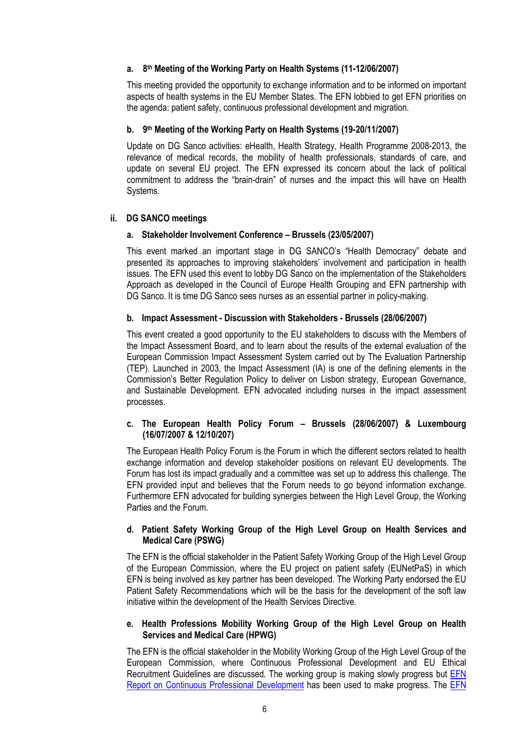#### a. 8th Meeting of the Working Party on Health Systems (11-12/06/2007)

This meeting provided the opportunity to exchange information and to be informed on important aspects of health systems in the EU Member States. The EFN lobbied to get EFN priorities on the agenda: patient safety, continuous professional development and migration.

#### b. 9th Meeting of the Working Party on Health Systems (19-20/11/2007)

Update on DG Sanco activities: eHealth, Health Strategy, Health Programme 2008-2013, the relevance of medical records, the mobility of health professionals, standards of care, and update on several EU project. The EFN expressed its concern about the lack of political commitment to address the "brain-drain" of nurses and the impact this will have on Health Systems.

### ii. DG SANCO meetings

#### a. Stakeholder Involvement Conference – Brussels (23/05/2007)

This event marked an important stage in DG SANCO's "Health Democracy" debate and presented its approaches to improving stakeholders' involvement and participation in health issues. The EFN used this event to lobby DG Sanco on the implementation of the Stakeholders Approach as developed in the Council of Europe Health Grouping and EFN partnership with DG Sanco. It is time DG Sanco sees nurses as an essential partner in policy-making.

#### b. Impact Assessment - Discussion with Stakeholders - Brussels (28/06/2007)

This event created a good opportunity to the EU stakeholders to discuss with the Members of the Impact Assessment Board, and to learn about the results of the external evaluation of the European Commission Impact Assessment System carried out by The Evaluation Partnership (TEP). Launched in 2003, the Impact Assessment (IA) is one of the defining elements in the Commission's Better Regulation Policy to deliver on Lisbon strategy, European Governance, and Sustainable Development. EFN advocated including nurses in the impact assessment processes.

#### c. The European Health Policy Forum – Brussels (28/06/2007) & Luxembourg (16/07/2007 & 12/10/207)

The European Health Policy Forum is the Forum in which the different sectors related to health exchange information and develop stakeholder positions on relevant EU developments. The Forum has lost its impact gradually and a committee was set up to address this challenge. The EFN provided input and believes that the Forum needs to go beyond information exchange. Furthermore EFN advocated for building synergies between the High Level Group, the Working Parties and the Forum.

#### d. Patient Safety Working Group of the High Level Group on Health Services and Medical Care (PSWG)

The EFN is the official stakeholder in the Patient Safety Working Group of the High Level Group of the European Commission, where the EU project on patient safety (EUNetPaS) in which EFN is being involved as key partner has been developed. The Working Party endorsed the EU Patient Safety Recommendations which will be the basis for the development of the soft law initiative within the development of the Health Services Directive.

#### e. Health Professions Mobility Working Group of the High Level Group on Health Services and Medical Care (HPWG)

The EFN is the official stakeholder in the Mobility Working Group of the High Level Group of the European Commission, where Continuous Professional Development and EU Ethical Recruitment Guidelines are discussed. The working group is making slowly progress but EFN Report on Continuous Professional Development has been used to make progress. The EFN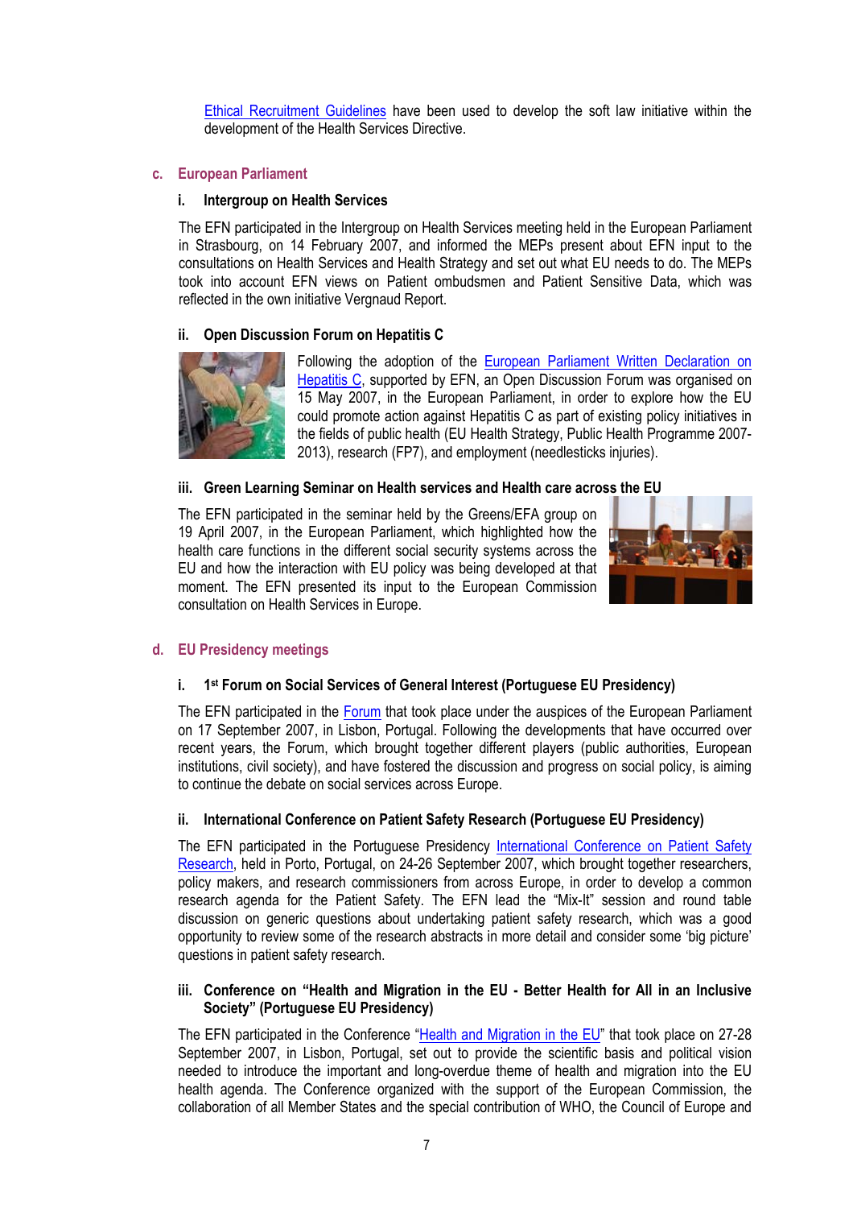[Ethical Recruitment Guidelines] have been used to develop the soft law initiative within the development of the Health Services Directive.

### c. European Parliament

#### i. Intergroup on Health Services

The EFN participated in the Intergroup on Health Services meeting held in the European Parliament in Strasbourg, on 14 February 2007, and informed the MEPs present about EFN input to the consultations on Health Services and Health Strategy and set out what EU needs to do. The MEPs took into account EFN views on Patient ombudsmen and Patient Sensitive Data, which was reflected in the own initiative Vergnaud Report.

#### ii. Open Discussion Forum on Hepatitis C

Following the adoption of the European Parliament Written Declaration on Hepatitis C, supported by EFN, an Open Discussion Forum was organised on 15 May 2007, in the European Parliament, in order to explore how the EU could promote action against Hepatitis C as part of existing policy initiatives in the fields of public health (EU Health Strategy, Public Health Programme 2007-2013), research (FP7), and employment (needlesticks injuries).

#### iii. Green Learning Seminar on Health services and Health care across the EU

The EFN participated in the seminar held by the Greens/EFA group on 19 April 2007, in the European Parliament, which highlighted how the health care functions in the different social security systems across the EU and how the interaction with EU policy was being developed at that moment. The EFN presented its input to the European Commission consultation on Health Services in Europe.

### d. EU Presidency meetings

#### i. 1st Forum on Social Services of General Interest (Portuguese EU Presidency)

The EFN participated in the Forum that took place under the auspices of the European Parliament on 17 September 2007, in Lisbon, Portugal. Following the developments that have occurred over recent years, the Forum, which brought together different players (public authorities, European institutions, civil society), and have fostered the discussion and progress on social policy, is aiming to continue the debate on social services across Europe.

#### ii. International Conference on Patient Safety Research (Portuguese EU Presidency)

The EFN participated in the Portuguese Presidency International Conference on Patient Safety Research, held in Porto, Portugal, on 24-26 September 2007, which brought together researchers, policy makers, and research commissioners from across Europe, in order to develop a common research agenda for the Patient Safety. The EFN lead the "Mix-It" session and round table discussion on generic questions about undertaking patient safety research, which was a good opportunity to review some of the research abstracts in more detail and consider some 'big picture' questions in patient safety research.

#### iii. Conference on "Health and Migration in the EU - Better Health for All in an Inclusive Society" (Portuguese EU Presidency)

The EFN participated in the Conference "Health and Migration in the EU" that took place on 27-28 September 2007, in Lisbon, Portugal, set out to provide the scientific basis and political vision needed to introduce the important and long-overdue theme of health and migration into the EU health agenda. The Conference organized with the support of the European Commission, the collaboration of all Member States and the special contribution of WHO, the Council of Europe and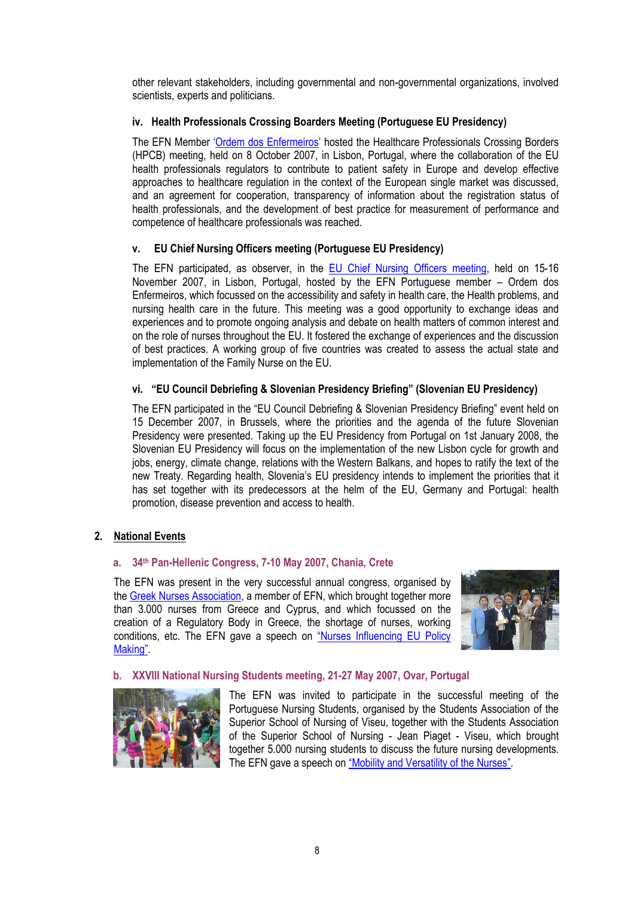other relevant stakeholders, including governmental and non-governmental organizations, involved scientists, experts and politicians.

#### iv. Health Professionals Crossing Boarders Meeting (Portuguese EU Presidency)

The EFN Member 'Ordem dos Enfermeiros' hosted the Healthcare Professionals Crossing Borders (HPCB) meeting, held on 8 October 2007, in Lisbon, Portugal, where the collaboration of the EU health professionals regulators to contribute to patient safety in Europe and develop effective approaches to healthcare regulation in the context of the European single market was discussed, and an agreement for cooperation, transparency of information about the registration status of health professionals, and the development of best practice for measurement of performance and competence of healthcare professionals was reached.

#### v. EU Chief Nursing Officers meeting (Portuguese EU Presidency)

The EFN participated, as observer, in the EU Chief Nursing Officers meeting, held on 15-16 November 2007, in Lisbon, Portugal, hosted by the EFN Portuguese member – Ordem dos Enfermeiros, which focussed on the accessibility and safety in health care, the Health problems, and nursing health care in the future. This meeting was a good opportunity to exchange ideas and experiences and to promote ongoing analysis and debate on health matters of common interest and on the role of nurses throughout the EU. It fostered the exchange of experiences and the discussion of best practices. A working group of five countries was created to assess the actual state and implementation of the Family Nurse on the EU.

#### vi. "EU Council Debriefing & Slovenian Presidency Briefing" (Slovenian EU Presidency)

The EFN participated in the "EU Council Debriefing & Slovenian Presidency Briefing" event held on 15 December 2007, in Brussels, where the priorities and the agenda of the future Slovenian Presidency were presented. Taking up the EU Presidency from Portugal on 1st January 2008, the Slovenian EU Presidency will focus on the implementation of the new Lisbon cycle for growth and jobs, energy, climate change, relations with the Western Balkans, and hopes to ratify the text of the new Treaty. Regarding health, Slovenia's EU presidency intends to implement the priorities that it has set together with its predecessors at the helm of the EU, Germany and Portugal: health promotion, disease prevention and access to health.

## 2. National Events

### a. 34th Pan-Hellenic Congress, 7-10 May 2007, Chania, Crete

The EFN was present in the very successful annual congress, organised by the Greek Nurses Association, a member of EFN, which brought together more than 3.000 nurses from Greece and Cyprus, and which focussed on the creation of a Regulatory Body in Greece, the shortage of nurses, working conditions, etc. The EFN gave a speech on "Nurses Influencing EU Policy Making".

### b. XXVIII National Nursing Students meeting, 21-27 May 2007, Ovar, Portugal

The EFN was invited to participate in the successful meeting of the Portuguese Nursing Students, organised by the Students Association of the Superior School of Nursing of Viseu, together with the Students Association of the Superior School of Nursing - Jean Piaget - Viseu, which brought together 5.000 nursing students to discuss the future nursing developments. The EFN gave a speech on "Mobility and Versatility of the Nurses".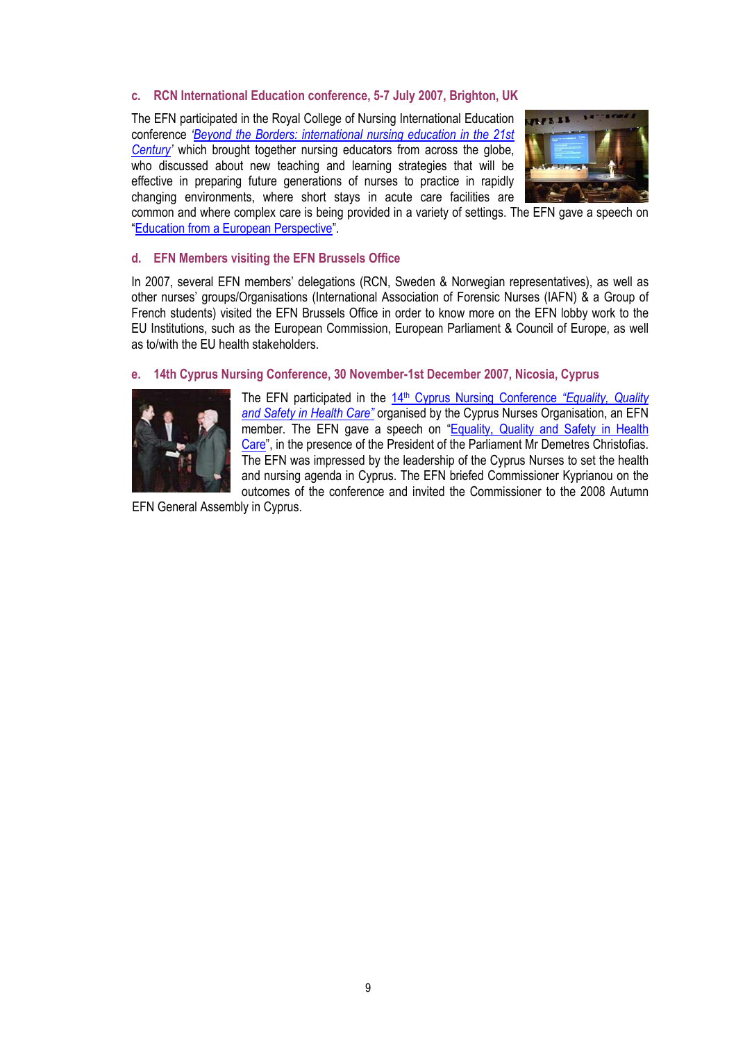### c. RCN International Education conference, 5-7 July 2007, Brighton, UK

The EFN participated in the Royal College of Nursing International Education conference *'Beyond the Borders: international nursing education in the 21st Century'* which brought together nursing educators from across the globe, who discussed about new teaching and learning strategies that will be effective in preparing future generations of nurses to practice in rapidly changing environments, where short stays in acute care facilities are common and where complex care is being provided in a variety of settings. The EFN gave a speech on "Education from a European Perspective".

### d. EFN Members visiting the EFN Brussels Office

In 2007, several EFN members' delegations (RCN, Sweden & Norwegian representatives), as well as other nurses' groups/Organisations (International Association of Forensic Nurses (IAFN) & a Group of French students) visited the EFN Brussels Office in order to know more on the EFN lobby work to the EU Institutions, such as the European Commission, European Parliament & Council of Europe, as well as to/with the EU health stakeholders.

### e. 14th Cyprus Nursing Conference, 30 November-1st December 2007, Nicosia, Cyprus

The EFN participated in the 14th Cyprus Nursing Conference *"Equality, Quality and Safety in Health Care"* organised by the Cyprus Nurses Organisation, an EFN member. The EFN gave a speech on "Equality, Quality and Safety in Health Care", in the presence of the President of the Parliament Mr Demetres Christofias. The EFN was impressed by the leadership of the Cyprus Nurses to set the health and nursing agenda in Cyprus. The EFN briefed Commissioner Kyprianou on the outcomes of the conference and invited the Commissioner to the 2008 Autumn EFN General Assembly in Cyprus.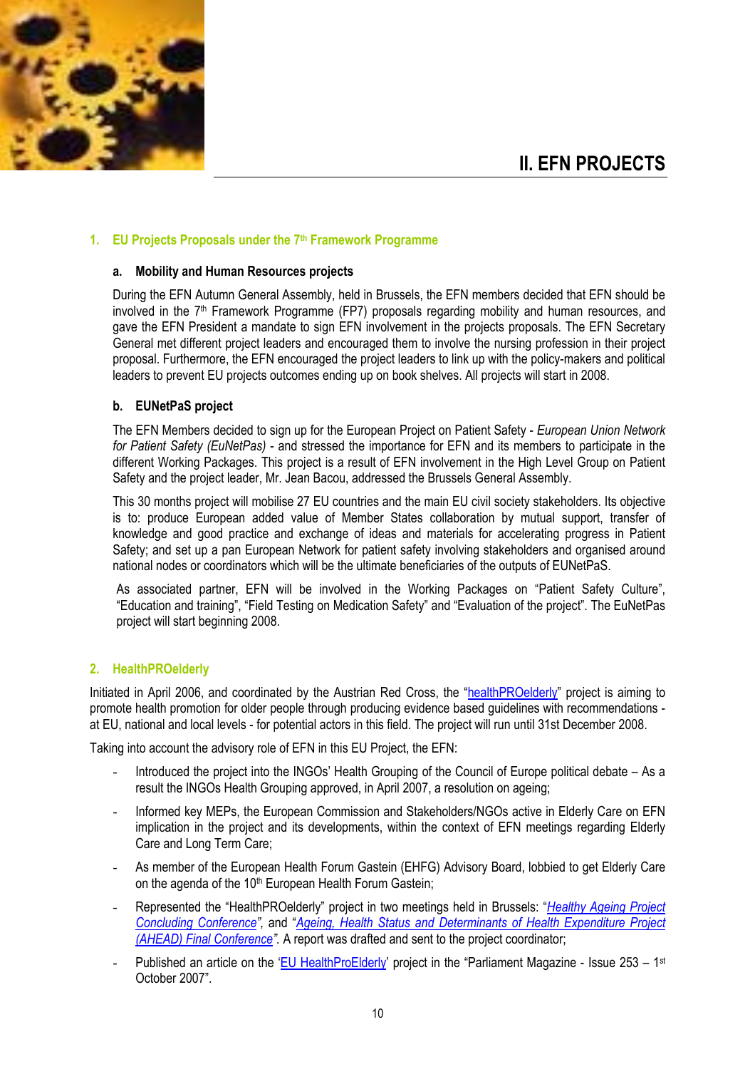# II. EFN PROJECTS

## 1. EU Projects Proposals under the 7th Framework Programme

### a. Mobility and Human Resources projects

During the EFN Autumn General Assembly, held in Brussels, the EFN members decided that EFN should be involved in the 7th Framework Programme (FP7) proposals regarding mobility and human resources, and gave the EFN President a mandate to sign EFN involvement in the projects proposals. The EFN Secretary General met different project leaders and encouraged them to involve the nursing profession in their project proposal. Furthermore, the EFN encouraged the project leaders to link up with the policy-makers and political leaders to prevent EU projects outcomes ending up on book shelves. All projects will start in 2008.

### b. EUNetPaS project

The EFN Members decided to sign up for the European Project on Patient Safety - *European Union Network for Patient Safety (EuNetPas)* - and stressed the importance for EFN and its members to participate in the different Working Packages. This project is a result of EFN involvement in the High Level Group on Patient Safety and the project leader, Mr. Jean Bacou, addressed the Brussels General Assembly.

This 30 months project will mobilise 27 EU countries and the main EU civil society stakeholders. Its objective is to: produce European added value of Member States collaboration by mutual support, transfer of knowledge and good practice and exchange of ideas and materials for accelerating progress in Patient Safety; and set up a pan European Network for patient safety involving stakeholders and organised around national nodes or coordinators which will be the ultimate beneficiaries of the outputs of EUNetPaS.

As associated partner, EFN will be involved in the Working Packages on "Patient Safety Culture", "Education and training", "Field Testing on Medication Safety" and "Evaluation of the project". The EuNetPas project will start beginning 2008.

## 2. HealthPROelderly

Initiated in April 2006, and coordinated by the Austrian Red Cross, the "healthPROelderly" project is aiming to promote health promotion for older people through producing evidence based guidelines with recommendations - at EU, national and local levels - for potential actors in this field. The project will run until 31st December 2008.

Taking into account the advisory role of EFN in this EU Project, the EFN:

- Introduced the project into the INGOs' Health Grouping of the Council of Europe political debate – As a result the INGOs Health Grouping approved, in April 2007, a resolution on ageing;
- Informed key MEPs, the European Commission and Stakeholders/NGOs active in Elderly Care on EFN implication in the project and its developments, within the context of EFN meetings regarding Elderly Care and Long Term Care;
- As member of the European Health Forum Gastein (EHFG) Advisory Board, lobbied to get Elderly Care on the agenda of the 10th European Health Forum Gastein;
- Represented the "HealthPROelderly" project in two meetings held in Brussels: "*Healthy Ageing Project Concluding Conference*", and "*Ageing, Health Status and Determinants of Health Expenditure Project (AHEAD) Final Conference*". A report was drafted and sent to the project coordinator;
- Published an article on the 'EU HealthProElderly' project in the "Parliament Magazine - Issue 253 – 1st October 2007".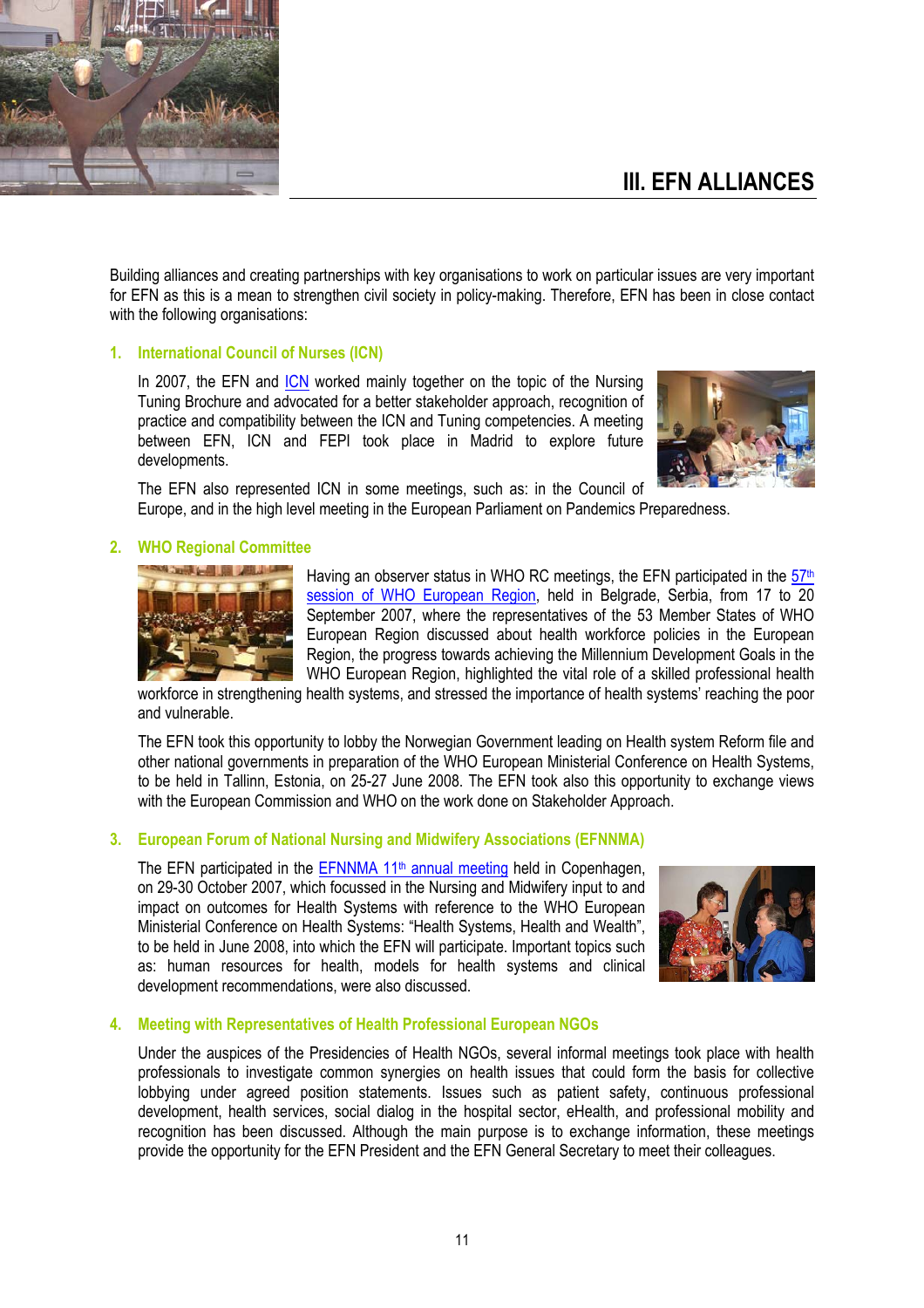# III. EFN ALLIANCES

Building alliances and creating partnerships with key organisations to work on particular issues are very important for EFN as this is a mean to strengthen civil society in policy-making. Therefore, EFN has been in close contact with the following organisations:

## 1. International Council of Nurses (ICN)

In 2007, the EFN and ICN worked mainly together on the topic of the Nursing Tuning Brochure and advocated for a better stakeholder approach, recognition of practice and compatibility between the ICN and Tuning competencies. A meeting between EFN, ICN and FEPI took place in Madrid to explore future developments.

The EFN also represented ICN in some meetings, such as: in the Council of Europe, and in the high level meeting in the European Parliament on Pandemics Preparedness.

## 2. WHO Regional Committee

Having an observer status in WHO RC meetings, the EFN participated in the 57th session of WHO European Region, held in Belgrade, Serbia, from 17 to 20 September 2007, where the representatives of the 53 Member States of WHO European Region discussed about health workforce policies in the European Region, the progress towards achieving the Millennium Development Goals in the WHO European Region, highlighted the vital role of a skilled professional health workforce in strengthening health systems, and stressed the importance of health systems' reaching the poor and vulnerable.

The EFN took this opportunity to lobby the Norwegian Government leading on Health system Reform file and other national governments in preparation of the WHO European Ministerial Conference on Health Systems, to be held in Tallinn, Estonia, on 25-27 June 2008. The EFN took also this opportunity to exchange views with the European Commission and WHO on the work done on Stakeholder Approach.

## 3. European Forum of National Nursing and Midwifery Associations (EFNNMA)

The EFN participated in the EFNNMA 11th annual meeting held in Copenhagen, on 29-30 October 2007, which focussed in the Nursing and Midwifery input to and impact on outcomes for Health Systems with reference to the WHO European Ministerial Conference on Health Systems: "Health Systems, Health and Wealth", to be held in June 2008, into which the EFN will participate. Important topics such as: human resources for health, models for health systems and clinical development recommendations, were also discussed.

## 4. Meeting with Representatives of Health Professional European NGOs

Under the auspices of the Presidencies of Health NGOs, several informal meetings took place with health professionals to investigate common synergies on health issues that could form the basis for collective lobbying under agreed position statements. Issues such as patient safety, continuous professional development, health services, social dialog in the hospital sector, eHealth, and professional mobility and recognition has been discussed. Although the main purpose is to exchange information, these meetings provide the opportunity for the EFN President and the EFN General Secretary to meet their colleagues.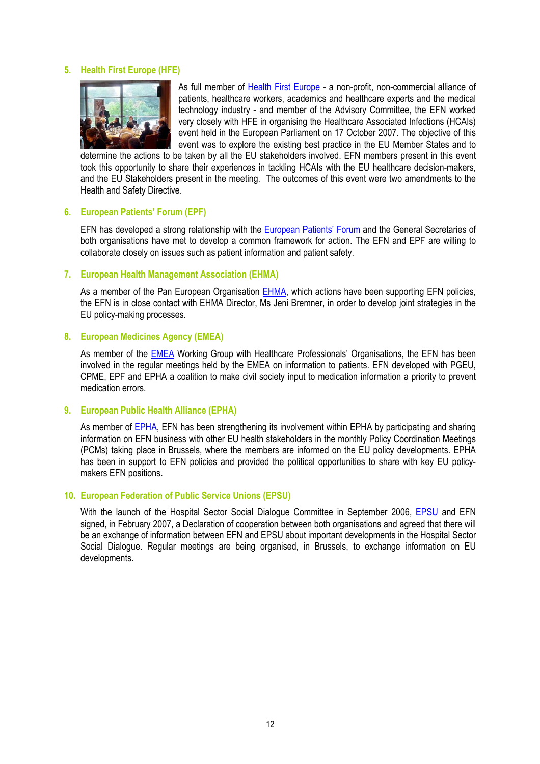## 5. Health First Europe (HFE)

As full member of Health First Europe - a non-profit, non-commercial alliance of patients, healthcare workers, academics and healthcare experts and the medical technology industry - and member of the Advisory Committee, the EFN worked very closely with HFE in organising the Healthcare Associated Infections (HCAIs) event held in the European Parliament on 17 October 2007. The objective of this event was to explore the existing best practice in the EU Member States and to determine the actions to be taken by all the EU stakeholders involved. EFN members present in this event took this opportunity to share their experiences in tackling HCAIs with the EU healthcare decision-makers, and the EU Stakeholders present in the meeting. The outcomes of this event were two amendments to the Health and Safety Directive.

## 6. European Patients' Forum (EPF)

EFN has developed a strong relationship with the European Patients' Forum and the General Secretaries of both organisations have met to develop a common framework for action. The EFN and EPF are willing to collaborate closely on issues such as patient information and patient safety.

## 7. European Health Management Association (EHMA)

As a member of the Pan European Organisation EHMA, which actions have been supporting EFN policies, the EFN is in close contact with EHMA Director, Ms Jeni Bremner, in order to develop joint strategies in the EU policy-making processes.

## 8. European Medicines Agency (EMEA)

As member of the EMEA Working Group with Healthcare Professionals' Organisations, the EFN has been involved in the regular meetings held by the EMEA on information to patients. EFN developed with PGEU, CPME, EPF and EPHA a coalition to make civil society input to medication information a priority to prevent medication errors.

## 9. European Public Health Alliance (EPHA)

As member of EPHA, EFN has been strengthening its involvement within EPHA by participating and sharing information on EFN business with other EU health stakeholders in the monthly Policy Coordination Meetings (PCMs) taking place in Brussels, where the members are informed on the EU policy developments. EPHA has been in support to EFN policies and provided the political opportunities to share with key EU policy-makers EFN positions.

## 10. European Federation of Public Service Unions (EPSU)

With the launch of the Hospital Sector Social Dialogue Committee in September 2006, EPSU and EFN signed, in February 2007, a Declaration of cooperation between both organisations and agreed that there will be an exchange of information between EFN and EPSU about important developments in the Hospital Sector Social Dialogue. Regular meetings are being organised, in Brussels, to exchange information on EU developments.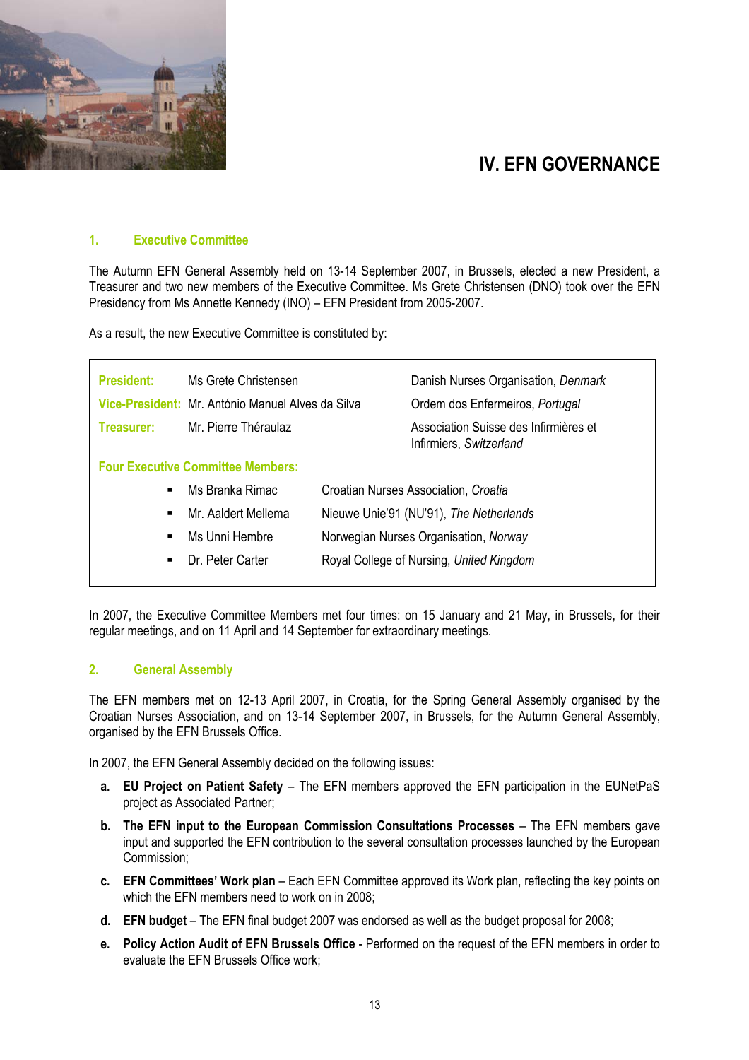# IV. EFN GOVERNANCE

## 1. Executive Committee

The Autumn EFN General Assembly held on 13-14 September 2007, in Brussels, elected a new President, a Treasurer and two new members of the Executive Committee. Ms Grete Christensen (DNO) took over the EFN Presidency from Ms Annette Kennedy (INO) – EFN President from 2005-2007.

As a result, the new Executive Committee is constituted by:

| | | |
|---|---|---|
| **President:** | Ms Grete Christensen | Danish Nurses Organisation, *Denmark* |
| **Vice-President:** | Mr. António Manuel Alves da Silva | Ordem dos Enfermeiros, *Portugal* |
| **Treasurer:** | Mr. Pierre Théraulaz | Association Suisse des Infirmières et Infirmiers, *Switzerland* |

**Four Executive Committee Members:**

- Ms Branka Rimac — Croatian Nurses Association, *Croatia*
- Mr. Aaldert Mellema — Nieuwe Unie'91 (NU'91), *The Netherlands*
- Ms Unni Hembre — Norwegian Nurses Organisation, *Norway*
- Dr. Peter Carter — Royal College of Nursing, *United Kingdom*

In 2007, the Executive Committee Members met four times: on 15 January and 21 May, in Brussels, for their regular meetings, and on 11 April and 14 September for extraordinary meetings.

## 2. General Assembly

The EFN members met on 12-13 April 2007, in Croatia, for the Spring General Assembly organised by the Croatian Nurses Association, and on 13-14 September 2007, in Brussels, for the Autumn General Assembly, organised by the EFN Brussels Office.

In 2007, the EFN General Assembly decided on the following issues:

a. **EU Project on Patient Safety** – The EFN members approved the EFN participation in the EUNetPaS project as Associated Partner;

b. **The EFN input to the European Commission Consultations Processes** – The EFN members gave input and supported the EFN contribution to the several consultation processes launched by the European Commission;

c. **EFN Committees' Work plan** – Each EFN Committee approved its Work plan, reflecting the key points on which the EFN members need to work on in 2008;

d. **EFN budget** – The EFN final budget 2007 was endorsed as well as the budget proposal for 2008;

e. **Policy Action Audit of EFN Brussels Office** - Performed on the request of the EFN members in order to evaluate the EFN Brussels Office work;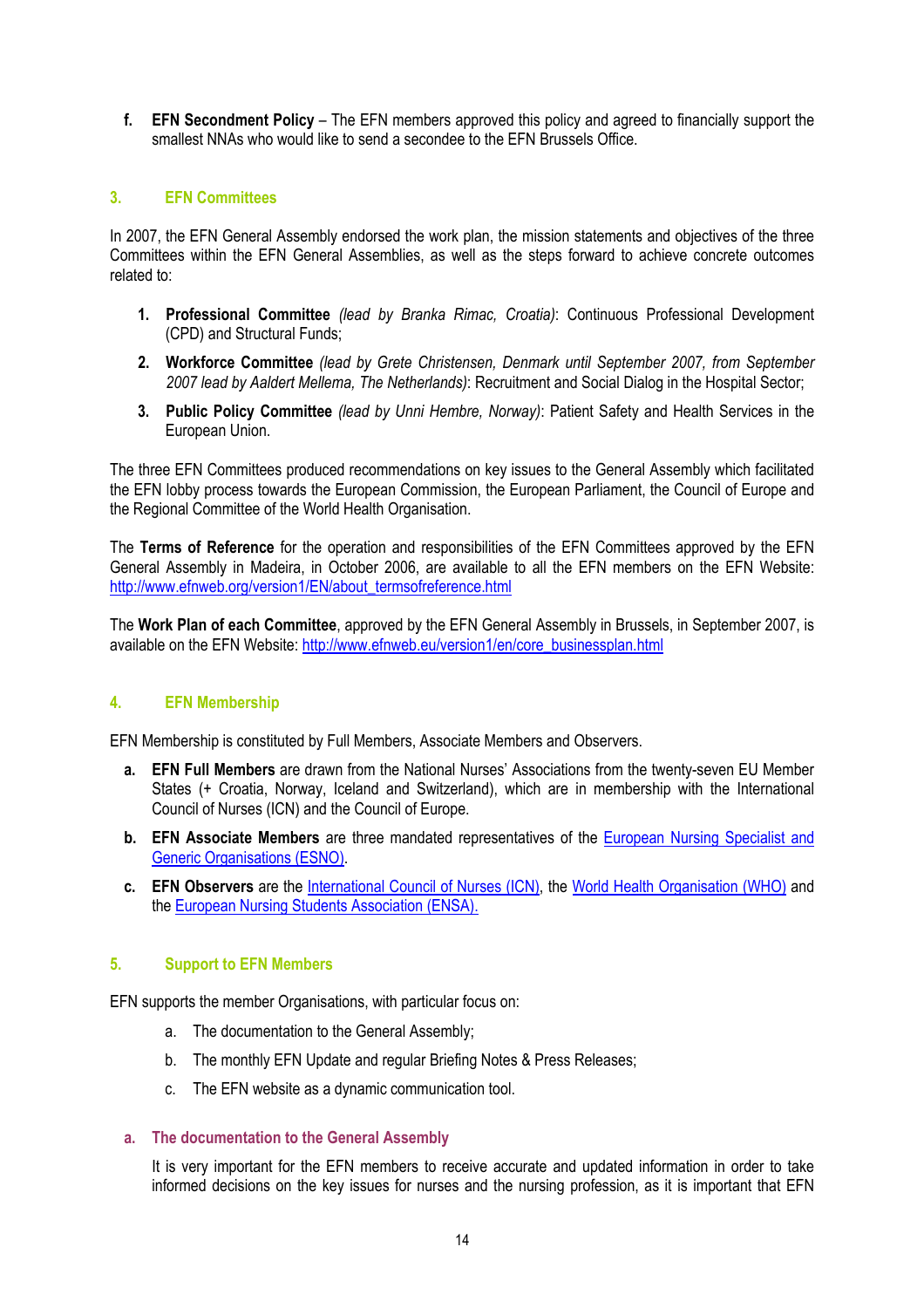f. **EFN Secondment Policy** – The EFN members approved this policy and agreed to financially support the smallest NNAs who would like to send a secondee to the EFN Brussels Office.

## 3. EFN Committees

In 2007, the EFN General Assembly endorsed the work plan, the mission statements and objectives of the three Committees within the EFN General Assemblies, as well as the steps forward to achieve concrete outcomes related to:

1. **Professional Committee** *(lead by Branka Rimac, Croatia)*: Continuous Professional Development (CPD) and Structural Funds;
2. **Workforce Committee** *(lead by Grete Christensen, Denmark until September 2007, from September 2007 lead by Aaldert Mellema, The Netherlands)*: Recruitment and Social Dialog in the Hospital Sector;
3. **Public Policy Committee** *(lead by Unni Hembre, Norway)*: Patient Safety and Health Services in the European Union.

The three EFN Committees produced recommendations on key issues to the General Assembly which facilitated the EFN lobby process towards the European Commission, the European Parliament, the Council of Europe and the Regional Committee of the World Health Organisation.

The **Terms of Reference** for the operation and responsibilities of the EFN Committees approved by the EFN General Assembly in Madeira, in October 2006, are available to all the EFN members on the EFN Website: http://www.efnweb.org/version1/EN/about_termsofreference.html

The **Work Plan of each Committee**, approved by the EFN General Assembly in Brussels, in September 2007, is available on the EFN Website: http://www.efnweb.eu/version1/en/core_businessplan.html

## 4. EFN Membership

EFN Membership is constituted by Full Members, Associate Members and Observers.

a. **EFN Full Members** are drawn from the National Nurses' Associations from the twenty-seven EU Member States (+ Croatia, Norway, Iceland and Switzerland), which are in membership with the International Council of Nurses (ICN) and the Council of Europe.

b. **EFN Associate Members** are three mandated representatives of the European Nursing Specialist and Generic Organisations (ESNO).

c. **EFN Observers** are the International Council of Nurses (ICN), the World Health Organisation (WHO) and the European Nursing Students Association (ENSA).

## 5. Support to EFN Members

EFN supports the member Organisations, with particular focus on:

a. The documentation to the General Assembly;
b. The monthly EFN Update and regular Briefing Notes & Press Releases;
c. The EFN website as a dynamic communication tool.

### a. The documentation to the General Assembly

It is very important for the EFN members to receive accurate and updated information in order to take informed decisions on the key issues for nurses and the nursing profession, as it is important that EFN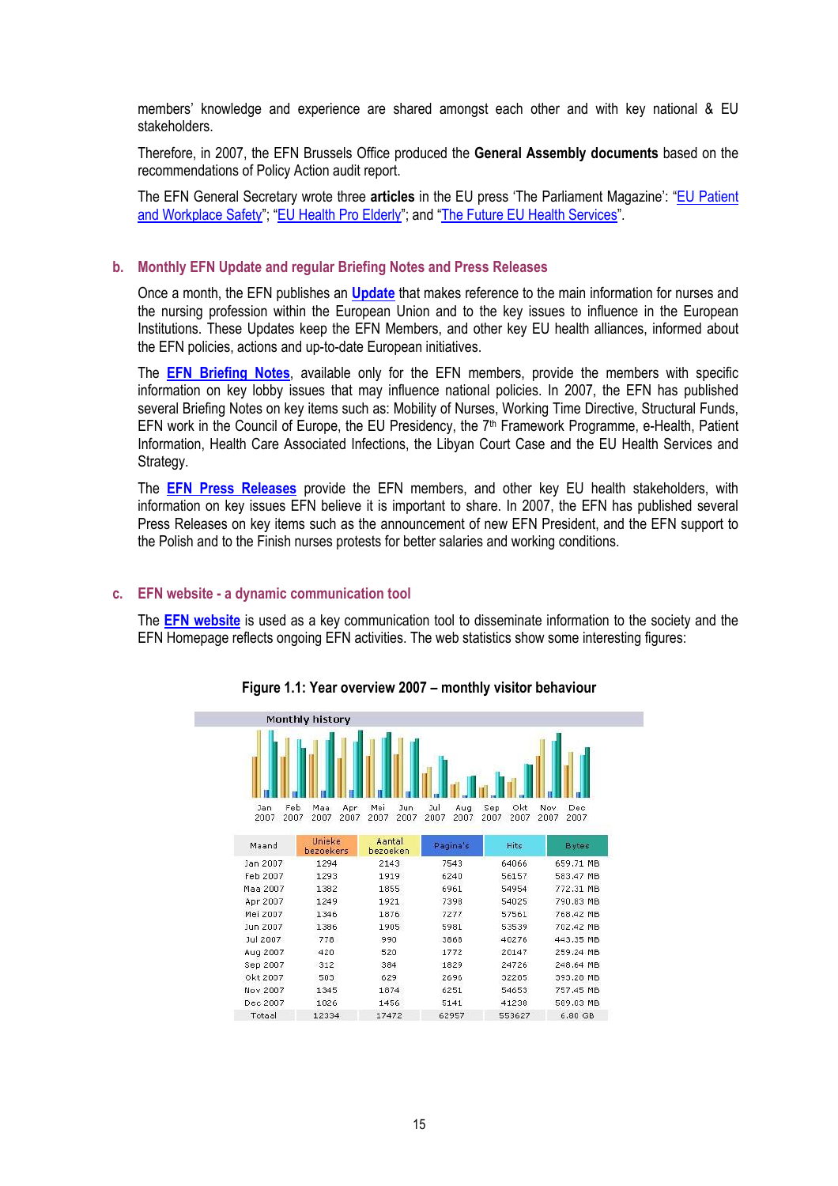members' knowledge and experience are shared amongst each other and with key national & EU stakeholders.

Therefore, in 2007, the EFN Brussels Office produced the **General Assembly documents** based on the recommendations of Policy Action audit report.

The EFN General Secretary wrote three **articles** in the EU press 'The Parliament Magazine': "EU Patient and Workplace Safety"; "EU Health Pro Elderly"; and "The Future EU Health Services".

## b. Monthly EFN Update and regular Briefing Notes and Press Releases

Once a month, the EFN publishes an **Update** that makes reference to the main information for nurses and the nursing profession within the European Union and to the key issues to influence in the European Institutions. These Updates keep the EFN Members, and other key EU health alliances, informed about the EFN policies, actions and up-to-date European initiatives.

The **EFN Briefing Notes**, available only for the EFN members, provide the members with specific information on key lobby issues that may influence national policies. In 2007, the EFN has published several Briefing Notes on key items such as: Mobility of Nurses, Working Time Directive, Structural Funds, EFN work in the Council of Europe, the EU Presidency, the 7th Framework Programme, e-Health, Patient Information, Health Care Associated Infections, the Libyan Court Case and the EU Health Services and Strategy.

The **EFN Press Releases** provide the EFN members, and other key EU health stakeholders, with information on key issues EFN believe it is important to share. In 2007, the EFN has published several Press Releases on key items such as the announcement of new EFN President, and the EFN support to the Polish and to the Finish nurses protests for better salaries and working conditions.

## c. EFN website - a dynamic communication tool

The **EFN website** is used as a key communication tool to disseminate information to the society and the EFN Homepage reflects ongoing EFN activities. The web statistics show some interesting figures:

**Figure 1.1: Year overview 2007 – monthly visitor behaviour**

Monthly history

| Maand | Unieke bezoekers | Aantal bezoeken | Pagina's | Hits | Bytes |
|---|---|---|---|---|---|
| Jan 2007 | 1294 | 2143 | 7543 | 64066 | 659.71 MB |
| Feb 2007 | 1293 | 1919 | 6240 | 56157 | 583.47 MB |
| Maa 2007 | 1382 | 1855 | 6961 | 54954 | 772.31 MB |
| Apr 2007 | 1249 | 1921 | 7398 | 54025 | 790.83 MB |
| Mei 2007 | 1346 | 1876 | 7277 | 57561 | 768.42 MB |
| Jun 2007 | 1386 | 1905 | 5981 | 53539 | 702.42 MB |
| Jul 2007 | 778 | 990 | 3868 | 40276 | 443.35 MB |
| Aug 2007 | 420 | 520 | 1772 | 20147 | 259.24 MB |
| Sep 2007 | 312 | 384 | 1829 | 24726 | 248.64 MB |
| Okt 2007 | 503 | 629 | 2696 | 32205 | 393.20 MB |
| Nov 2007 | 1345 | 1874 | 6251 | 54653 | 757.45 MB |
| Dec 2007 | 1026 | 1456 | 5141 | 41238 | 589.03 MB |
| Totaal | 12334 | 17472 | 62957 | 553627 | 6.80 GB |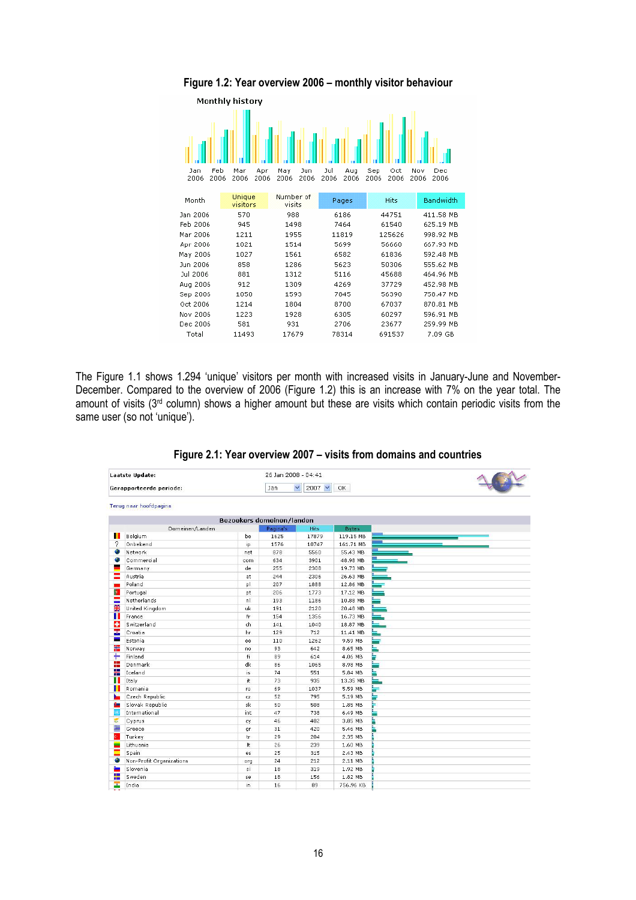**Figure 1.2: Year overview 2006 – monthly visitor behaviour**

Monthly history

| Month | Unique visitors | Number of visits | Pages | Hits | Bandwidth |
|---|---|---|---|---|---|
| Jan 2006 | 570 | 988 | 6186 | 44751 | 411.58 MB |
| Feb 2006 | 945 | 1498 | 7464 | 61540 | 625.19 MB |
| Mar 2006 | 1211 | 1955 | 11819 | 125626 | 998.92 MB |
| Apr 2006 | 1021 | 1514 | 5699 | 56660 | 667.93 MB |
| May 2006 | 1027 | 1561 | 6582 | 61836 | 592.48 MB |
| Jun 2006 | 858 | 1286 | 5623 | 50306 | 555.62 MB |
| Jul 2006 | 881 | 1312 | 5116 | 45688 | 464.96 MB |
| Aug 2006 | 912 | 1309 | 4269 | 37729 | 452.98 MB |
| Sep 2006 | 1050 | 1593 | 7045 | 56390 | 758.47 MB |
| Oct 2006 | 1214 | 1804 | 8700 | 67037 | 870.81 MB |
| Nov 2006 | 1223 | 1928 | 6305 | 60297 | 596.91 MB |
| Dec 2006 | 581 | 931 | 2706 | 23677 | 259.99 MB |
| Total | 11493 | 17679 | 78314 | 691537 | 7.09 GB |

The Figure 1.1 shows 1.294 'unique' visitors per month with increased visits in January-June and November-December. Compared to the overview of 2006 (Figure 1.2) this is an increase with 7% on the year total. The amount of visits (3rd column) shows a higher amount but these are visits which contain periodic visits from the same user (so not 'unique').

**Figure 2.1: Year overview 2007 – visits from domains and countries**

Laatste Update: 26 Jan 2008 - 04:41

Gerapporteerde periode: Jan 2007 OK

Terug naar hoofdpagina

Bezoekers domeinen/landen

| Domeinen/Landen | | Pagina's | Hits | Bytes |
|---|---|---|---|---|
| Belgium | be | 1626 | 17879 | 119.15 MB |
| Onbekend | ip | 1576 | 10747 | 161.71 MB |
| Network | net | 878 | 5560 | 55.43 MB |
| Commercial | com | 634 | 3901 | 48.98 MB |
| Germany | de | 255 | 2308 | 19.73 MB |
| Austria | at | 244 | 2306 | 26.63 MB |
| Poland | pl | 207 | 1888 | 12.86 MB |
| Portugal | pt | 206 | 1773 | 17.12 MB |
| Netherlands | nl | 193 | 1186 | 10.88 MB |
| United Kingdom | uk | 191 | 2120 | 20.48 MB |
| France | fr | 154 | 1356 | 16.73 MB |
| Switzerland | ch | 141 | 1040 | 18.87 MB |
| Croatia | hr | 129 | 712 | 11.41 MB |
| Estonia | ee | 110 | 1262 | 9.59 MB |
| Norway | no | 93 | 642 | 8.65 MB |
| Finland | fi | 89 | 614 | 4.06 MB |
| Denmark | dk | 86 | 1065 | 8.98 MB |
| Iceland | is | 74 | 551 | 5.84 MB |
| Italy | it | 73 | 935 | 13.35 MB |
| Romania | ro | 69 | 1037 | 5.59 MB |
| Czech Republic | cz | 52 | 795 | 5.19 MB |
| Slovak Republic | sk | 50 | 508 | 1.85 MB |
| International | int | 47 | 738 | 6.49 MB |
| Cyprus | cy | 46 | 402 | 3.85 MB |
| Greece | gr | 31 | 420 | 5.46 MB |
| Turkey | tr | 29 | 204 | 2.35 MB |
| Lithuania | lt | 26 | 239 | 1.60 MB |
| Spain | es | 25 | 315 | 2.43 MB |
| Non-Profit Organizations | org | 24 | 212 | 2.11 MB |
| Slovenia | si | 18 | 319 | 1.92 MB |
| Sweden | se | 18 | 156 | 1.82 MB |
| India | in | 16 | 89 | 756.96 KB |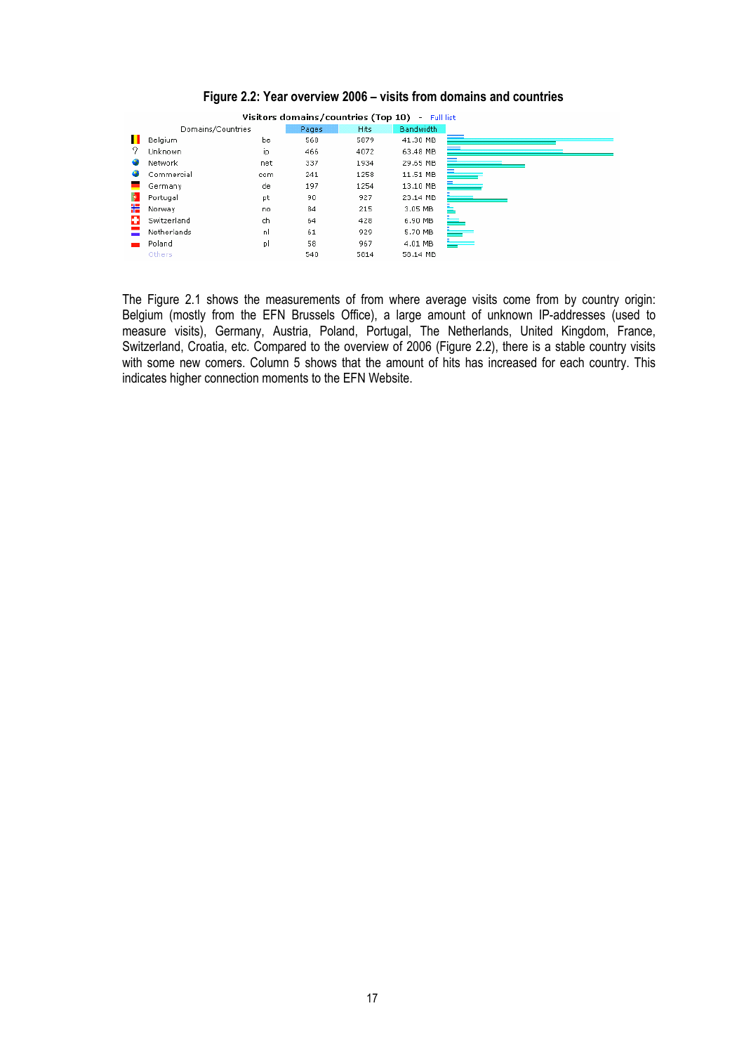**Figure 2.2: Year overview 2006 – visits from domains and countries**

Visitors domains/countries (Top 10) - Full list

| Domains/Countries | | Pages | Hits | Bandwidth |
|---|---|---|---|---|
| Belgium | be | 568 | 5879 | 41.30 MB |
| Unknown | ip | 466 | 4072 | 63.48 MB |
| Network | net | 337 | 1934 | 29.65 MB |
| Commercial | com | 241 | 1258 | 11.51 MB |
| Germany | de | 197 | 1254 | 13.10 MB |
| Portugal | pt | 90 | 927 | 23.14 MB |
| Norway | no | 84 | 215 | 3.05 MB |
| Switzerland | ch | 64 | 428 | 6.90 MB |
| Netherlands | nl | 61 | 929 | 5.70 MB |
| Poland | pl | 58 | 967 | 4.01 MB |
| Others | | 540 | 5814 | 58.14 MB |

The Figure 2.1 shows the measurements of from where average visits come from by country origin: Belgium (mostly from the EFN Brussels Office), a large amount of unknown IP-addresses (used to measure visits), Germany, Austria, Poland, Portugal, The Netherlands, United Kingdom, France, Switzerland, Croatia, etc. Compared to the overview of 2006 (Figure 2.2), there is a stable country visits with some new comers. Column 5 shows that the amount of hits has increased for each country. This indicates higher connection moments to the EFN Website.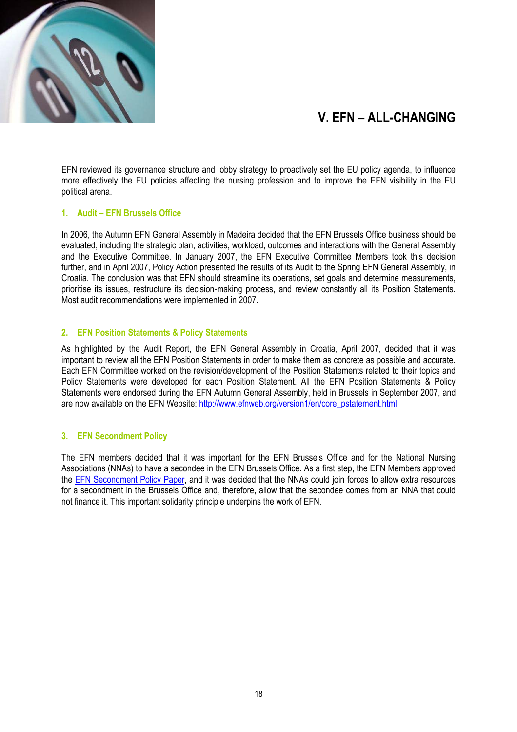# V. EFN – ALL-CHANGING

EFN reviewed its governance structure and lobby strategy to proactively set the EU policy agenda, to influence more effectively the EU policies affecting the nursing profession and to improve the EFN visibility in the EU political arena.

## 1. Audit – EFN Brussels Office

In 2006, the Autumn EFN General Assembly in Madeira decided that the EFN Brussels Office business should be evaluated, including the strategic plan, activities, workload, outcomes and interactions with the General Assembly and the Executive Committee. In January 2007, the EFN Executive Committee Members took this decision further, and in April 2007, Policy Action presented the results of its Audit to the Spring EFN General Assembly, in Croatia. The conclusion was that EFN should streamline its operations, set goals and determine measurements, prioritise its issues, restructure its decision-making process, and review constantly all its Position Statements. Most audit recommendations were implemented in 2007.

## 2. EFN Position Statements & Policy Statements

As highlighted by the Audit Report, the EFN General Assembly in Croatia, April 2007, decided that it was important to review all the EFN Position Statements in order to make them as concrete as possible and accurate. Each EFN Committee worked on the revision/development of the Position Statements related to their topics and Policy Statements were developed for each Position Statement. All the EFN Position Statements & Policy Statements were endorsed during the EFN Autumn General Assembly, held in Brussels in September 2007, and are now available on the EFN Website: [http://www.efnweb.org/version1/en/core_pstatement.html](http://www.efnweb.org/version1/en/core_pstatement.html).

## 3. EFN Secondment Policy

The EFN members decided that it was important for the EFN Brussels Office and for the National Nursing Associations (NNAs) to have a secondee in the EFN Brussels Office. As a first step, the EFN Members approved the EFN Secondment Policy Paper, and it was decided that the NNAs could join forces to allow extra resources for a secondment in the Brussels Office and, therefore, allow that the secondee comes from an NNA that could not finance it. This important solidarity principle underpins the work of EFN.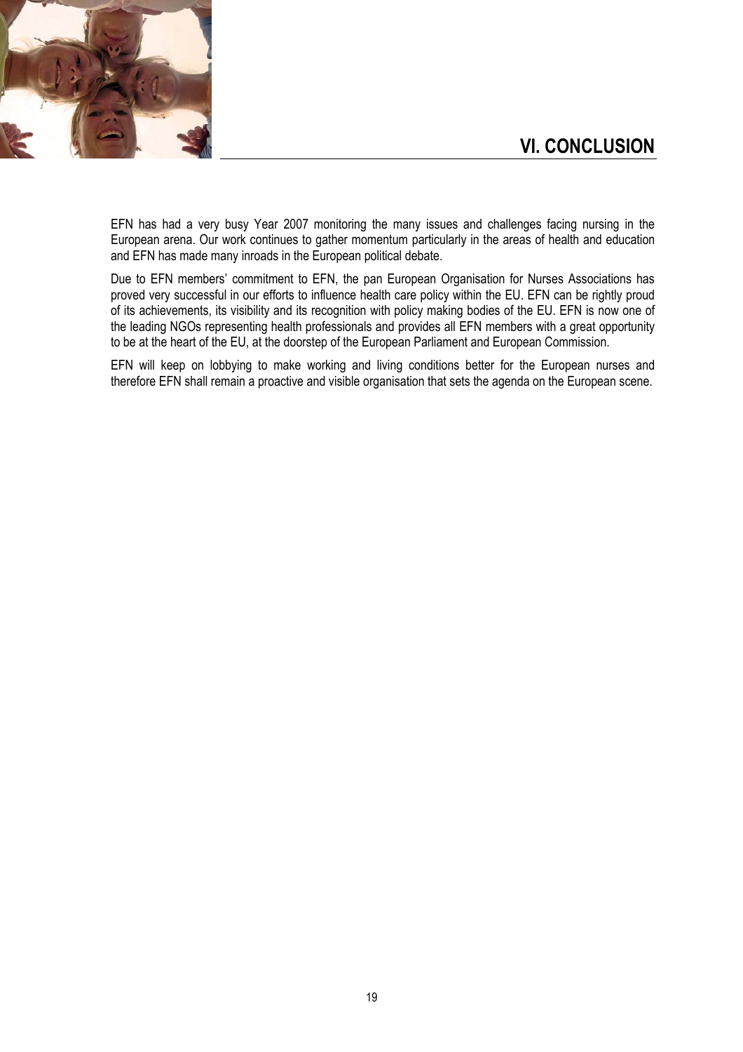## VI. CONCLUSION

EFN has had a very busy Year 2007 monitoring the many issues and challenges facing nursing in the European arena. Our work continues to gather momentum particularly in the areas of health and education and EFN has made many inroads in the European political debate.

Due to EFN members' commitment to EFN, the pan European Organisation for Nurses Associations has proved very successful in our efforts to influence health care policy within the EU. EFN can be rightly proud of its achievements, its visibility and its recognition with policy making bodies of the EU. EFN is now one of the leading NGOs representing health professionals and provides all EFN members with a great opportunity to be at the heart of the EU, at the doorstep of the European Parliament and European Commission.

EFN will keep on lobbying to make working and living conditions better for the European nurses and therefore EFN shall remain a proactive and visible organisation that sets the agenda on the European scene.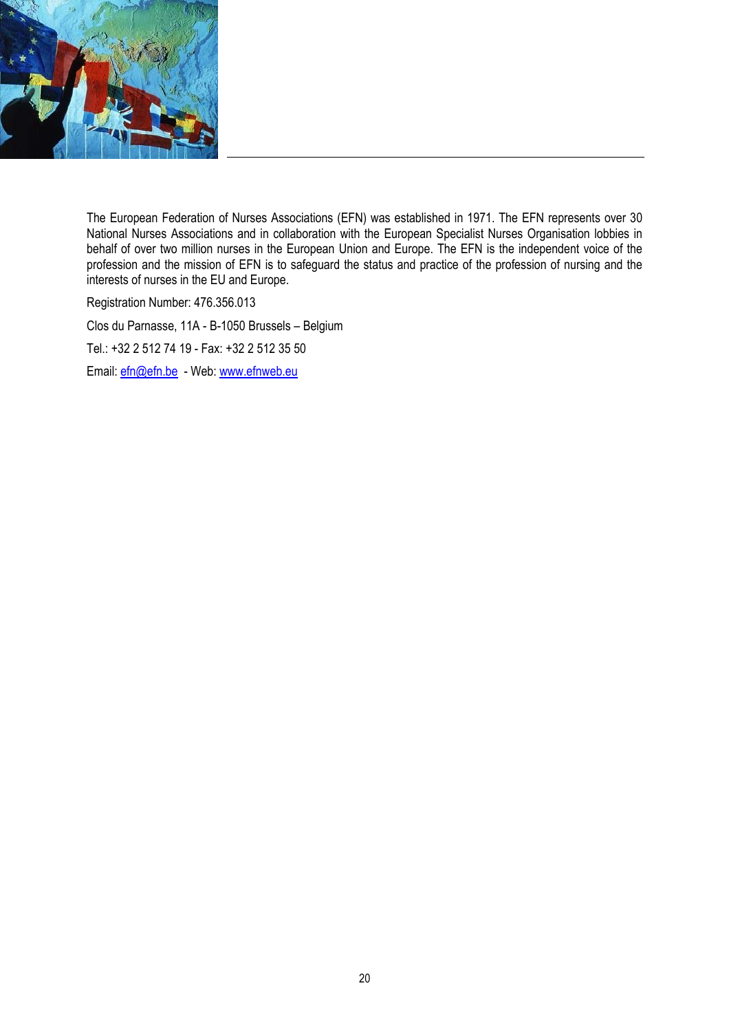The European Federation of Nurses Associations (EFN) was established in 1971. The EFN represents over 30 National Nurses Associations and in collaboration with the European Specialist Nurses Organisation lobbies in behalf of over two million nurses in the European Union and Europe. The EFN is the independent voice of the profession and the mission of EFN is to safeguard the status and practice of the profession of nursing and the interests of nurses in the EU and Europe.

Registration Number: 476.356.013

Clos du Parnasse, 11A - B-1050 Brussels – Belgium

Tel.: +32 2 512 74 19 - Fax: +32 2 512 35 50

Email: efn@efn.be - Web: www.efnweb.eu